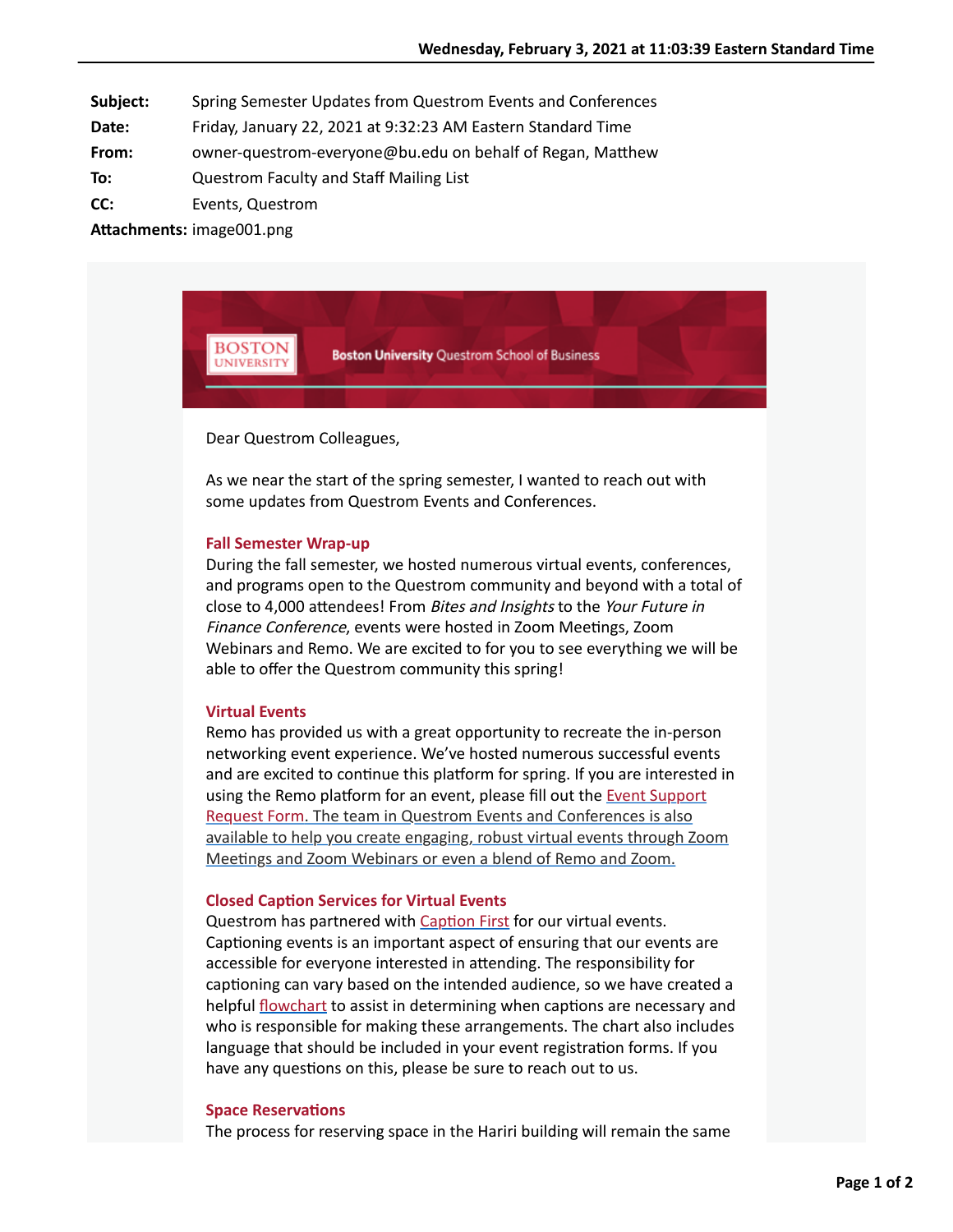Wednesday, February 3, 2021 at 11:03:39 Eastern Standard Time

**Subject:** Spring Semester Updates from Questrom Events and Conferences
**Date:** Friday, January 22, 2021 at 9:32:23 AM Eastern Standard Time
**From:** owner-questrom-everyone@bu.edu on behalf of Regan, Matthew
**To:** Questrom Faculty and Staff Mailing List
**CC:** Events, Questrom
**Attachments:** image001.png

BOSTON UNIVERSITY — **Boston University** Questrom School of Business

Dear Questrom Colleagues,

As we near the start of the spring semester, I wanted to reach out with some updates from Questrom Events and Conferences.

### Fall Semester Wrap-up

During the fall semester, we hosted numerous virtual events, conferences, and programs open to the Questrom community and beyond with a total of close to 4,000 attendees! From *Bites and Insights* to the *Your Future in Finance Conference*, events were hosted in Zoom Meetings, Zoom Webinars and Remo. We are excited to for you to see everything we will be able to offer the Questrom community this spring!

### Virtual Events

Remo has provided us with a great opportunity to recreate the in-person networking event experience. We've hosted numerous successful events and are excited to continue this platform for spring. If you are interested in using the Remo platform for an event, please fill out the Event Support Request Form. The team in Questrom Events and Conferences is also available to help you create engaging, robust virtual events through Zoom Meetings and Zoom Webinars or even a blend of Remo and Zoom.

### Closed Caption Services for Virtual Events

Questrom has partnered with Caption First for our virtual events. Captioning events is an important aspect of ensuring that our events are accessible for everyone interested in attending. The responsibility for captioning can vary based on the intended audience, so we have created a helpful flowchart to assist in determining when captions are necessary and who is responsible for making these arrangements. The chart also includes language that should be included in your event registration forms. If you have any questions on this, please be sure to reach out to us.

### Space Reservations

The process for reserving space in the Hariri building will remain the same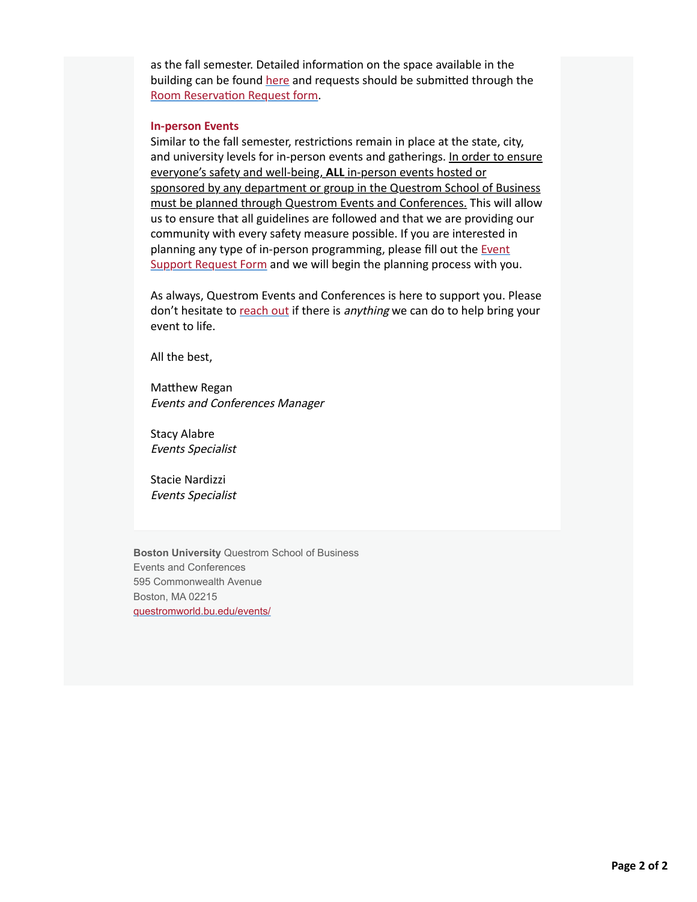as the fall semester. Detailed information on the space available in the building can be found here and requests should be submitted through the Room Reservation Request form.

**In-person Events**

Similar to the fall semester, restrictions remain in place at the state, city, and university levels for in-person events and gatherings. In order to ensure everyone's safety and well-being, **ALL** in-person events hosted or sponsored by any department or group in the Questrom School of Business must be planned through Questrom Events and Conferences. This will allow us to ensure that all guidelines are followed and that we are providing our community with every safety measure possible. If you are interested in planning any type of in-person programming, please fill out the Event Support Request Form and we will begin the planning process with you.

As always, Questrom Events and Conferences is here to support you. Please don't hesitate to reach out if there is *anything* we can do to help bring your event to life.

All the best,

Matthew Regan
*Events and Conferences Manager*

Stacy Alabre
*Events Specialist*

Stacie Nardizzi
*Events Specialist*

**Boston University** Questrom School of Business
Events and Conferences
595 Commonwealth Avenue
Boston, MA 02215
questromworld.bu.edu/events/